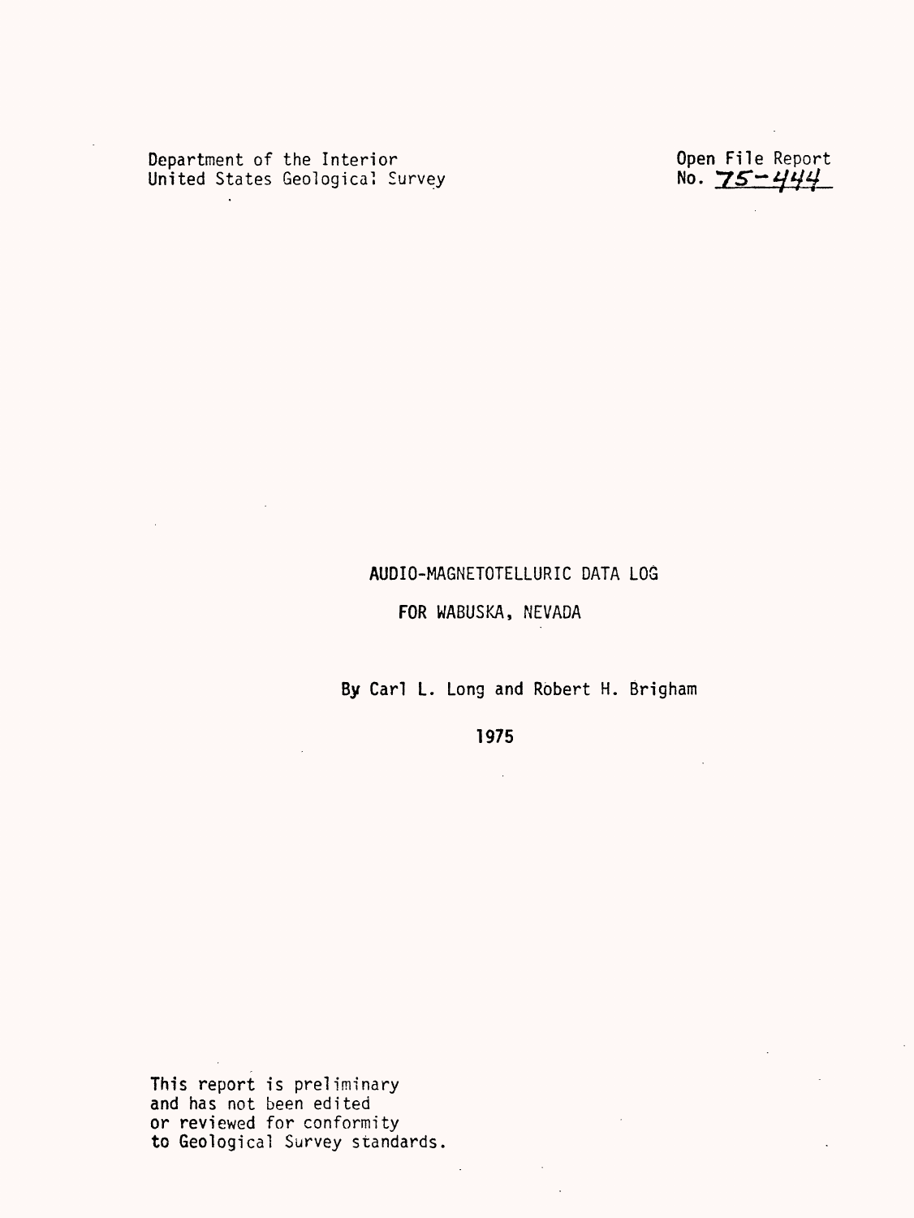Department of the Interior
United States Geological Survey

Open File Report
No. 75-444

# AUDIO-MAGNETOTELLURIC DATA LOG

# FOR WABUSKA, NEVADA

By Carl L. Long and Robert H. Brigham

1975

This report is preliminary
and has not been edited
or reviewed for conformity
to Geological Survey standards.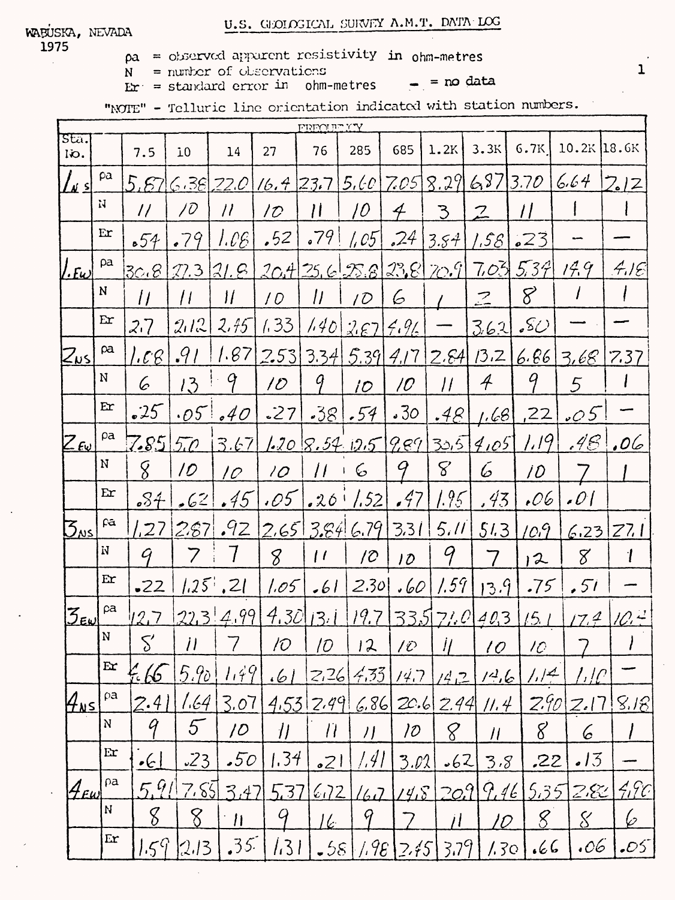WABUSKA, NEVADA
1975

U.S. GEOLOGICAL SURVEY A.M.T. DATA LOG

ρa = observed apparent resistivity in ohm-metres
N = number of observations
Er = standard error in ohm-metres
- = no data

"NOTE" - Telluric line orientation indicated with station numbers.

| Sta. No. | | FREQUENCY 7.5 | 10 | 14 | 27 | 76 | 285 | 685 | 1.2K | 3.3K | 6.7K | 10.2K | 18.6K |
|---|---|---|---|---|---|---|---|---|---|---|---|---|---|
| $1_{NS}$ | ρa | 5.87 | 6.38 | 22.0 | 16.4 | 23.7 | 5.60 | 7.05 | 8.29 | 6.87 | 3.70 | 6.64 | 7.12 |
| | N | 11 | 10 | 11 | 10 | 11 | 10 | 4 | 3 | 2 | 11 | 1 | 1 |
| | Er | .54 | .79 | 1.08 | .52 | .79 | 1.05 | .24 | 3.84 | 1.58 | .23 | — | — |
| $1_{EW}$ | ρa | 30.8 | 27.3 | 21.8 | 20.4 | 25.6 | 25.8 | 23.8 | 70.9 | 7.03 | 5.34 | 14.9 | 4.16 |
| | N | 11 | 11 | 11 | 10 | 11 | 10 | 6 | 1 | 2 | 8 | 1 | 1 |
| | Er | 2.7 | 2.12 | 2.45 | 1.33 | 1.40 | 2.87 | 4.96 | — | 3.62 | .80 | — | — |
| $2_{NS}$ | ρa | 1.08 | .91 | 1.87 | 2.53 | 3.34 | 5.39 | 4.17 | 2.84 | 13.2 | 6.86 | 3.68 | 7.37 |
| | N | 6 | 13 | 9 | 10 | 9 | 10 | 10 | 11 | 4 | 9 | 5 | 1 |
| | Er | .25 | .05 | .40 | .27 | .38 | .54 | .30 | .48 | 1.68 | .22 | .05 | — |
| $2_{EW}$ | ρa | 7.85 | 5.0 | 3.67 | 1.20 | 8.54 | 12.5 | 9.89 | 30.5 | 4.05 | 1.19 | .48 | .06 |
| | N | 8 | 10 | 10 | 10 | 11 | 6 | 9 | 8 | 6 | 10 | 7 | 1 |
| | Er | .84 | .62 | .45 | .05 | .26 | 1.52 | .47 | 1.95 | .43 | .06 | .01 | |
| $3_{NS}$ | ρa | 1.27 | 2.87 | .92 | 2.65 | 3.84 | 6.79 | 3.31 | 5.11 | 51.3 | 10.9 | 6.23 | 27.1 |
| | N | 9 | 7 | 7 | 8 | 11 | 10 | 10 | 9 | 7 | 12 | 8 | 1 |
| | Er | .22 | 1.25 | .21 | 1.05 | .61 | 2.30 | .60 | 1.59 | 13.9 | .75 | .51 | — |
| $3_{EW}$ | ρa | 12.7 | 22.3 | 4.99 | 4.30 | 13.1 | 19.7 | 33.5 | 71.0 | 40.3 | 15.1 | 17.4 | 10.4 |
| | N | 8 | 11 | 7 | 10 | 10 | 12 | 10 | 11 | 10 | 10 | 7 | 1 |
| | Er | 4.66 | 5.90 | 1.49 | .61 | 2.26 | 4.33 | 14.7 | 14.2 | 14.6 | 1.14 | 1.10 | — |
| $4_{NS}$ | ρa | 2.41 | 1.64 | 3.07 | 4.53 | 2.49 | 6.86 | 20.6 | 2.44 | 11.4 | 2.90 | 2.17 | 8.18 |
| | N | 9 | 5 | 10 | 11 | 11 | 11 | 10 | 8 | 11 | 8 | 6 | 1 |
| | Er | .61 | .23 | .50 | 1.34 | .21 | 1.41 | 3.02 | .62 | 3.8 | .22 | .13 | — |
| $4_{EW}$ | ρa | 5.91 | 7.85 | 3.47 | 5.37 | 6.72 | 16.7 | 14.8 | 20.9 | 9.46 | 5.35 | 2.82 | 4.90 |
| | N | 8 | 8 | 11 | 9 | 16 | 9 | 7 | 11 | 10 | 8 | 8 | 6 |
| | Er | 1.59 | 2.13 | .35 | 1.31 | .58 | 1.98 | 2.45 | 3.79 | 1.30 | .66 | .06 | .05 |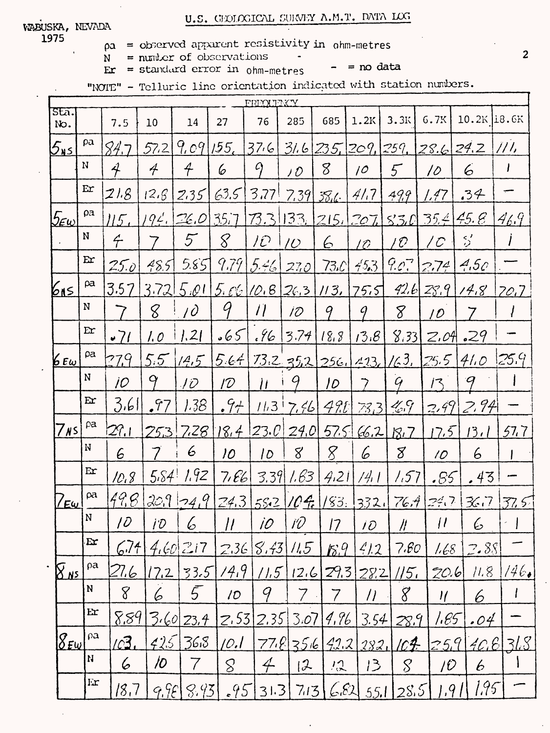WABUSKA, NEVADA
1975

U.S. GEOLOGICAL SURVEY A.M.T. DATA LOG

ρa = observed apparent resistivity in ohm-metres
N = number of observations
Er = standard error in ohm-metres
\- = no data

"NOTE" - Telluric line orientation indicated with station numbers.

| Sta. No. | | FREQUENCY | | | | | | | | | | | |
|---|---|---|---|---|---|---|---|---|---|---|---|---|---|
| | | 7.5 | 10 | 14 | 27 | 76 | 285 | 685 | 1.2K | 3.3K | 6.7K | 10.2K | 18.6K |
| $5_{NS}$ | ρa | 84.7 | 57.2 | 9.09 | 155. | 37.6 | 31.6 | 235. | 209. | 259. | 28.6 | 24.2 | 111. |
| | N | 4 | 4 | 4 | 6 | 9 | 10 | 8 | 10 | 5 | 10 | 6 | 1 |
| | Er | 21.8 | 12.8 | 2.35 | 63.5 | 3.77 | 7.39 | 38.6 | 41.7 | 49.9 | 1.47 | .34 | — |
| $5_{EW}$ | ρa | 115. | 194. | 26.0 | 35.7 | 73.3 | 133. | 215. | 207. | 83.0 | 35.4 | 45.8 | 46.9 |
| | N | 4 | 7 | 5 | 8 | 10 | 10 | 6 | 10 | 10 | 10 | 8 | 1 |
| | Er | 25.0 | 48.5 | 5.85 | 9.79 | 5.46 | 27.0 | 73.0 | 45.3 | 9.07 | 2.74 | 4.50 | — |
| $6_{NS}$ | ρa | 3.57 | 3.72 | 5.01 | 5.06 | 10.8 | 26.3 | 113. | 75.5 | 42.6 | 28.9 | 14.8 | 20.7 |
| | N | 7 | 8 | 10 | 9 | 11 | 10 | 9 | 9 | 8 | 10 | 7 | 1 |
| | Er | .71 | 1.0 | 1.21 | .65 | .96 | 3.74 | 18.8 | 13.8 | 8.33 | 2.04 | .29 | — |
| $6_{EW}$ | ρa | 27.9 | 5.5 | 14.5 | 5.64 | 73.2 | 35.2 | 256. | 423. | 163. | 25.5 | 41.0 | 25.9 |
| | N | 10 | 9 | 10 | 10 | 11 | 9 | 10 | 7 | 9 | 13 | 9 | 1 |
| | Er | 3.61 | .97 | 1.38 | .94 | 11.3 | 7.46 | 49.0 | 73.3 | 46.9 | 2.49 | 2.94 | — |
| $7_{NS}$ | ρa | 29.1 | 25.3 | 7.28 | 18.4 | 23.0 | 24.0 | 57.5 | 66.2 | 18.7 | 17.5 | 13.1 | 57.7 |
| | N | 6 | 7 | 6 | 10 | 10 | 8 | 8 | 6 | 8 | 10 | 6 | 1 |
| | Er | 10.8 | 5.84 | 1.92 | 7.86 | 3.39 | 1.63 | 4.21 | 14.1 | 1.57 | .85 | .43 | — |
| $7_{EW}$ | ρa | 49.8 | 20.9 | 24.9 | 24.3 | 58.2 | 104. | 183. | 332. | 76.4 | 24.7 | 36.7 | 37.5 |
| | N | 10 | 10 | 6 | 11 | 10 | 10 | 17 | 10 | 11 | 11 | 6 | 1 |
| | Er | 6.74 | 4.60 | 2.17 | 2.36 | 8.43 | 11.5 | 18.9 | 41.2 | 7.80 | 1.68 | 2.88 | — |
| $8_{NS}$ | ρa | 27.6 | 17.2 | 33.5 | 14.9 | 11.5 | 12.6 | 29.3 | 28.2 | 115. | 20.6 | 11.8 | 146. |
| | N | 8 | 6 | 5 | 10 | 9 | 7 | 7 | 11 | 8 | 11 | 6 | 1 |
| | Er | 8.89 | 3.60 | 23.4 | 2.53 | 2.35 | 3.07 | 4.96 | 3.54 | 28.9 | 1.85 | .04 | — |
| $8_{EW}$ | ρa | 103. | 42.5 | 36.8 | 10.1 | 77.8 | 35.6 | 42.2 | 282. | 104 | 25.9 | 40.8 | 31.8 |
| | N | 6 | 10 | 7 | 8 | 4 | 12 | 12 | 13 | 8 | 10 | 6 | 1 |
| | Er | 18.7 | 9.98 | 8.93 | .95 | 31.3 | 7.13 | 6.82 | 55.1 | 28.5 | 1.91 | 1.95 | — |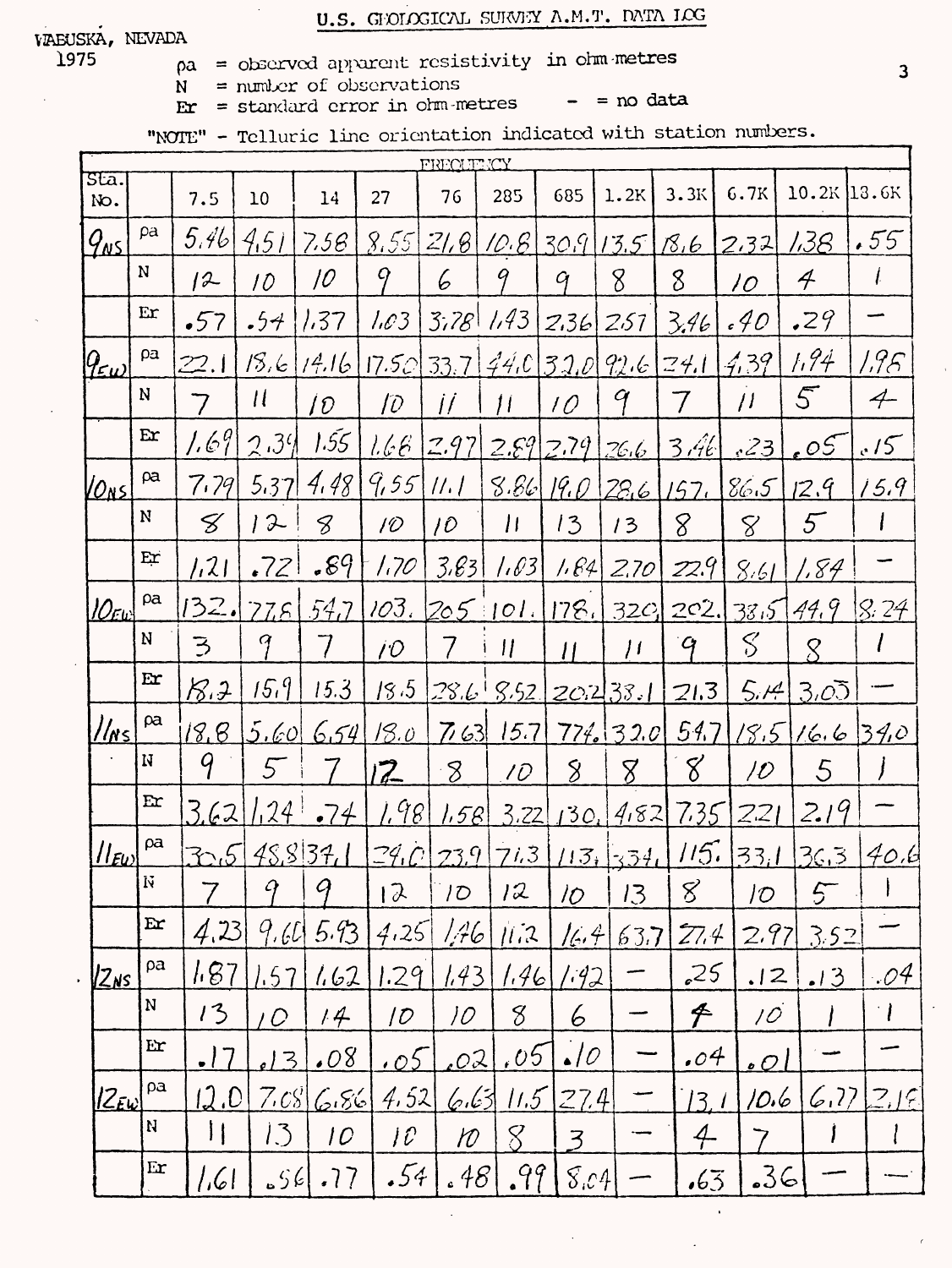## U.S. GEOLOGICAL SURVEY A.M.T. DATA LOG

WABUSKA, NEVADA
1975

$\rho a$ = observed apparent resistivity in ohm-metres
N = number of observations
Er = standard error in ohm-metres
\- = no data

"NOTE" - Telluric line orientation indicated with station numbers.

| Sta. No. | | FREQUENCY | | | | | | | | | | | |
|---|---|---|---|---|---|---|---|---|---|---|---|---|---|
| | | 7.5 | 10 | 14 | 27 | 76 | 285 | 685 | 1.2K | 3.3K | 6.7K | 10.2K | 13.6K |
| $9_{NS}$ | $\rho a$ | 5.46 | 4.51 | 7.58 | 8.55 | 21.8 | 10.8 | 30.9 | 13.5 | 18.6 | 2.32 | 1.38 | .55 |
| | N | 12 | 10 | 10 | 9 | 6 | 9 | 9 | 8 | 8 | 10 | 4 | 1 |
| | Er | .57 | .54 | 1.37 | 1.03 | 3.78 | 1.43 | 2.36 | 2.51 | 3.46 | .40 | .29 | - |
| $9_{EW}$ | $\rho a$ | 22.1 | 18.6 | 14.16 | 17.50 | 33.7 | 44.0 | 32.0 | 92.6 | 24.1 | 4.39 | 1.94 | 1.98 |
| | N | 7 | 11 | 10 | 10 | 11 | 11 | 10 | 9 | 7 | 11 | 5 | 4 |
| | Er | 1.69 | 2.39 | 1.55 | 1.68 | 2.97 | 2.89 | 2.79 | 26.6 | 3.46 | .23 | .05 | .15 |
| $10_{NS}$ | $\rho a$ | 7.79 | 5.37 | 4.48 | 9.55 | 11.1 | 8.86 | 19.0 | 28.6 | 157. | 86.5 | 12.9 | 15.9 |
| | N | 8 | 12 | 8 | 10 | 10 | 11 | 13 | 13 | 8 | 8 | 5 | 1 |
| | Er | 1.21 | .72 | .89 | 1.70 | 3.83 | 1.03 | 1.84 | 2.70 | 22.9 | 8.61 | 1.84 | - |
| $10_{EW}$ | $\rho a$ | 132. | 77.8 | 54.7 | 103. | 205 | 101. | 178. | 320. | 202. | 38.5 | 44.9 | 8.24 |
| | N | 3 | 9 | 7 | 10 | 7 | 11 | 11 | 11 | 9 | 8 | 8 | 1 |
| | Er | 18.2 | 15.9 | 15.3 | 18.5 | 28.6 | 8.52 | 20.2 | 38.1 | 21.3 | 5.14 | 3.05 | - |
| $11_{NS}$ | $\rho a$ | 18.8 | 5.60 | 6.54 | 18.0 | 7.63 | 15.7 | 774. | 32.0 | 54.7 | 18.5 | 16.6 | 34.0 |
| | N | 9 | 5 | 7 | 12 | 8 | 10 | 8 | 8 | 8 | 10 | 5 | 1 |
| | Er | 3.62 | 1.24 | .74 | 1.98 | 1.58 | 3.22 | 130. | 4.82 | 7.35 | 221 | 2.19 | - |
| $11_{EW}$ | $\rho a$ | 30.5 | 48.8 | 34.1 | 29.0 | 23.9 | 71.3 | 113. | 354. | 115. | 33.1 | 36.3 | 40.6 |
| | N | 7 | 9 | 9 | 12 | 10 | 12 | 10 | 13 | 8 | 10 | 5 | 1 |
| | Er | 4.23 | 9.60 | 5.93 | 4.25 | 1.46 | 11.2 | 16.4 | 63.7 | 27.4 | 2.97 | 3.52 | - |
| $12_{NS}$ | $\rho a$ | 1.87 | 1.57 | 1.62 | 1.29 | 1.43 | 1.46 | 1.92 | - | .25 | .12 | .13 | .04 |
| | N | 13 | 10 | 14 | 10 | 10 | 8 | 6 | - | 4 | 10 | 1 | 1 |
| | Er | .17 | .13 | .08 | .05 | .02 | .05 | .10 | - | .04 | .01 | - | - |
| $12_{EW}$ | $\rho a$ | 12.0 | 7.08 | 6.86 | 4.52 | 6.63 | 11.5 | 27.4 | - | 13.1 | 10.6 | 6.77 | 2.18 |
| | N | 11 | 13 | 10 | 10 | 10 | 8 | 3 | - | 4 | 7 | 1 | 1 |
| | Er | 1.61 | .56 | .77 | .54 | .48 | .99 | 8.04 | - | .63 | .36 | - | - |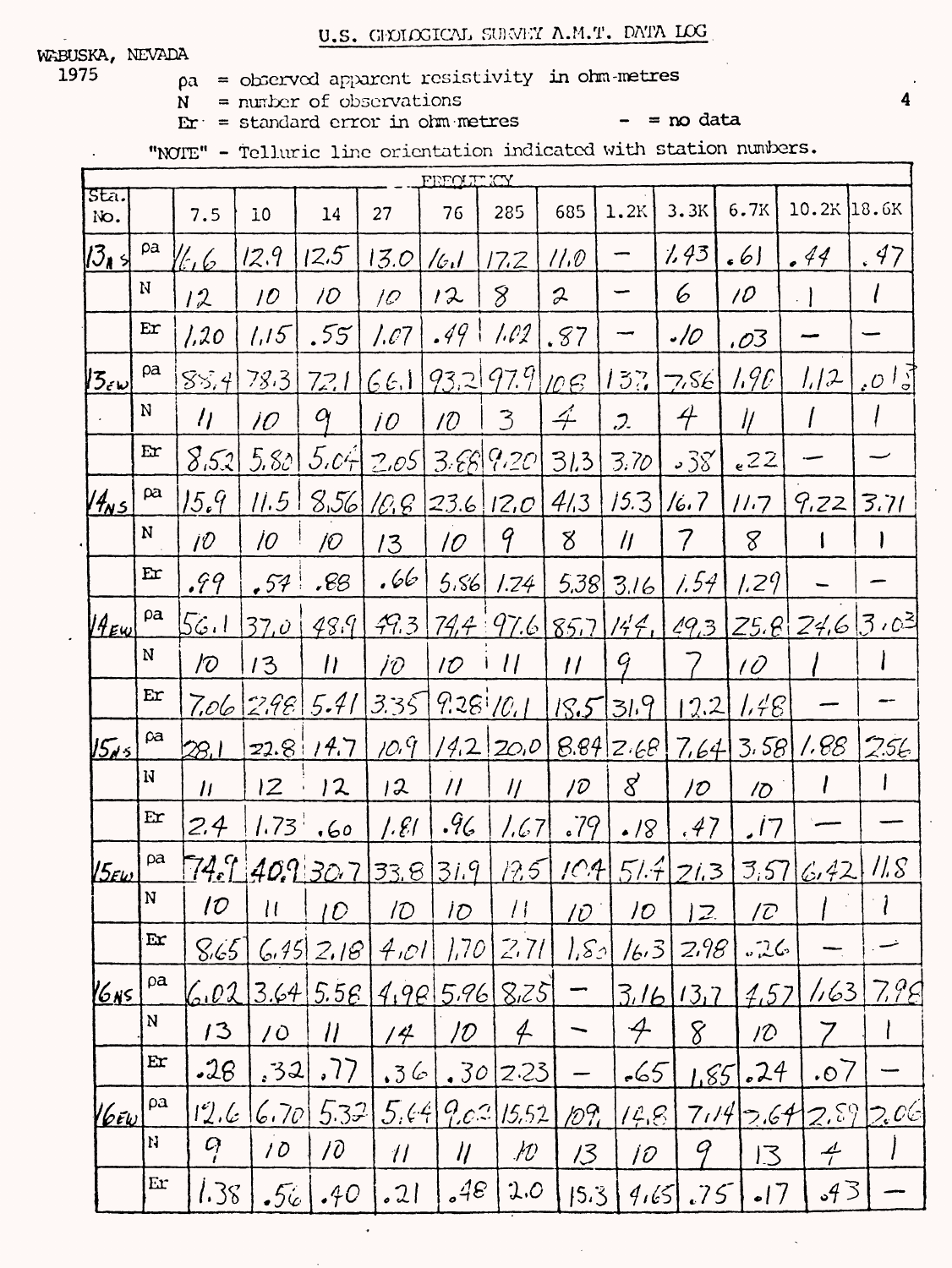# U.S. GEOLOGICAL SURVEY A.M.T. DATA LOG

WABUSKA, NEVADA
1975

ρa = observed apparent resistivity in ohm-metres
N = number of observations
Er = standard error in ohm·metres    – = no data

"NOTE" - Telluric line orientation indicated with station numbers.

| Sta. No. | | FREQUENCY 7.5 | 10 | 14 | 27 | 76 | 285 | 685 | 1.2K | 3.3K | 6.7K | 10.2K | 18.6K |
|---|---|---|---|---|---|---|---|---|---|---|---|---|---|
| $13_{NS}$ | ρa | 16.6 | 12.9 | 12.5 | 13.0 | 16.1 | 17.2 | 11.0 | – | 1.43 | .61 | .44 | .47 |
| | N | 12 | 10 | 10 | 10 | 12 | 8 | 2 | – | 6 | 10 | 1 | 1 |
| | Er | 1.20 | 1.15 | .55 | 1.07 | .49 | 1.02 | .87 | – | .10 | .03 | – | – |
| $13_{EW}$ | ρa | 88.4 | 78.3 | 72.1 | 66.1 | 93.2 | 97.9 | 108 | 137 | 7.86 | 1.90 | 1.12 | .013 |
| | N | 11 | 10 | 9 | 10 | 10 | 3 | 4 | 2 | 4 | 11 | 1 | 1 |
| | Er | 8.52 | 5.80 | 5.04 | 2.05 | 3.68 | 9.20 | 31.3 | 3.70 | .38 | .22 | – | – |
| $14_{NS}$ | ρa | 15.9 | 11.5 | 8.56 | 10.8 | 23.6 | 12.0 | 41.3 | 15.3 | 16.7 | 11.7 | 9.22 | 3.71 |
| | N | 10 | 10 | 10 | 13 | 10 | 9 | 8 | 11 | 7 | 8 | 1 | 1 |
| | Er | .99 | .57 | .88 | .66 | 5.86 | 1.24 | 5.38 | 3.16 | 1.54 | 1.29 | – | – |
| $14_{EW}$ | ρa | 56.1 | 37.0 | 48.9 | 49.3 | 74.4 | 97.6 | 85.7 | 144. | 49.3 | 25.8 | 24.6 | 3.03 |
| | N | 10 | 13 | 11 | 10 | 10 | 11 | 11 | 9 | 7 | 10 | 1 | 1 |
| | Er | 7.06 | 2.98 | 5.41 | 3.35 | 9.28 | 10.1 | 18.5 | 31.9 | 12.2 | 1.48 | – | – |
| $15_{NS}$ | ρa | 28.1 | 22.8 | 14.7 | 10.9 | 14.2 | 20.0 | 8.84 | 2.68 | 7.64 | 3.58 | 1.88 | 2.56 |
| | N | 11 | 12 | 12 | 12 | 11 | 11 | 10 | 8 | 10 | 10 | 1 | 1 |
| | Er | 2.4 | 1.73 | .60 | 1.81 | .96 | 1.67 | .79 | .18 | .47 | .17 | – | – |
| $15_{EW}$ | ρa | 74.9 | 40.9 | 30.7 | 33.8 | 31.9 | 18.5 | 104 | 51.4 | 21.3 | 3.57 | 6.42 | 11.8 |
| | N | 10 | 11 | 10 | 10 | 10 | 11 | 10 | 10 | 12 | 10 | 1 | 1 |
| | Er | 8.65 | 6.45 | 2.18 | 4.01 | 1.70 | 2.71 | 1.80 | 16.3 | 2.98 | .26 | – | – |
| $16_{NS}$ | ρa | 6.02 | 3.64 | 5.58 | 4.98 | 5.96 | 8.25 | – | 3.16 | 13.7 | 4.57 | 1.63 | 7.98 |
| | N | 13 | 10 | 11 | 14 | 10 | 4 | – | 4 | 8 | 10 | 7 | 1 |
| | Er | .28 | .32 | .77 | .36 | .30 | 2.23 | – | .65 | 1.85 | .24 | .07 | – |
| $16_{EW}$ | ρa | 12.6 | 6.70 | 5.32 | 5.64 | 9.03 | 15.52 | 109. | 14.8 | 7.14 | 2.64 | 2.89 | 2.06 |
| | N | 9 | 10 | 10 | 11 | 11 | 10 | 13 | 10 | 9 | 13 | 4 | 1 |
| | Er | 1.38 | .56 | .40 | .21 | .48 | 2.0 | 15.3 | 4.65 | .75 | .17 | .43 | – |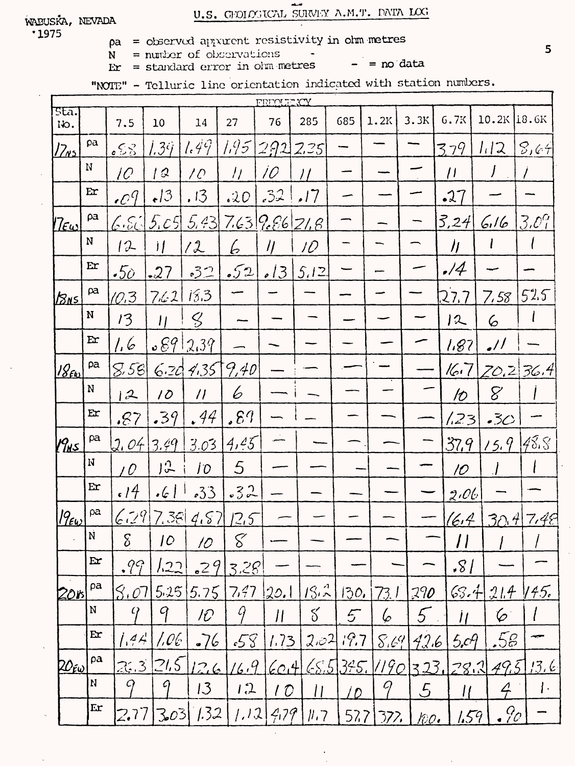WABUSKA, NEVADA
1975

U.S. GEOLOGICAL SURVEY A.M.T. DATA LOG

ρa = observed apparent resistivity in ohm-metres
N = number of observations
Er = standard error in ohm-metres
\- = no data

"NOTE" - Telluric line orientation indicated with station numbers.

| Sta. No. | | FREQUENCY | | | | | | | | | | | |
|---|---|---|---|---|---|---|---|---|---|---|---|---|---|
| | | 7.5 | 10 | 14 | 27 | 76 | 285 | 685 | 1.2K | 3.3K | 6.7K | 10.2K | 18.6K |
| 17NS | ρa | .58 | 1.39 | 1.49 | 1.95 | 2.92 | 2.25 | - | - | - | 3.79 | 1.12 | 8.64 |
| | N | 10 | 12 | 10 | 11 | 10 | 11 | - | - | - | 11 | 1 | 1 |
| | Er | .09 | .13 | .13 | .20 | .32 | .17 | - | - | - | .27 | - | - |
| 17EW | ρa | 6.86 | 5.05 | 5.43 | 7.63 | 9.86 | 21.8 | - | - | - | 3.24 | 6.16 | 3.09 |
| | N | 12 | 11 | 12 | 6 | 11 | 10 | - | - | - | 11 | 1 | 1 |
| | Er | .50 | .27 | .32 | .52 | .13 | 5.12 | - | - | - | .14 | - | - |
| 18NS | ρa | 10.3 | 7.62 | 18.3 | - | - | - | - | - | - | 27.7 | 7.58 | 52.5 |
| | N | 13 | 11 | 8 | - | - | - | - | - | - | 12 | 6 | 1 |
| | Er | 1.6 | .89 | 2.39 | - | - | - | - | - | - | 1.87 | .11 | - |
| 18EW | ρa | 8.58 | 6.20 | 4.35 | 9.40 | - | - | - | - | - | 16.7 | 20.2 | 36.4 |
| | N | 12 | 10 | 11 | 6 | - | - | - | - | - | 10 | 8 | 1 |
| | Er | .87 | .39 | .44 | .89 | - | - | - | - | - | 1.23 | .30 | - |
| 19NS | ρa | 2.04 | 3.49 | 3.03 | 4.45 | - | - | - | - | - | 37.9 | 15.9 | 48.8 |
| | N | 10 | 12 | 10 | 5 | - | - | - | - | - | 10 | 1 | 1 |
| | Er | .14 | .61 | .33 | .32 | - | - | - | - | - | 2.06 | - | - |
| 19EW | ρa | 6.29 | 7.38 | 4.87 | 12.5 | - | - | - | - | - | 16.4 | 30.4 | 7.48 |
| | N | 8 | 10 | 10 | 8 | - | - | - | - | - | 11 | 1 | 1 |
| | Er | .99 | 1.22 | .29 | 3.28 | - | - | - | - | - | .81 | - | - |
| 20NS | ρa | 8.07 | 5.25 | 5.75 | 7.47 | 20.1 | 18.2 | 130. | 73.1 | 290 | 68.4 | 21.4 | 145. |
| | N | 9 | 9 | 10 | 9 | 11 | 8 | 5 | 6 | 5 | 11 | 6 | 1 |
| | Er | 1.44 | 1.06 | .76 | .58 | 1.73 | 2.02 | 19.7 | 8.69 | 42.6 | 5.09 | .58 | - |
| 20EW | ρa | 26.3 | 21.5 | 12.6 | 16.9 | 60.4 | 68.5 | 345. | 1190 | 323. | 28.2 | 49.5 | 13.6 |
| | N | 9 | 9 | 13 | 12 | 10 | 11 | 10 | 9 | 5 | 11 | 4 | 1 |
| | Er | 2.77 | 3.03 | 1.32 | 1.12 | 4.79 | 11.7 | 52.7 | 377. | 100. | 1.59 | .90 | - |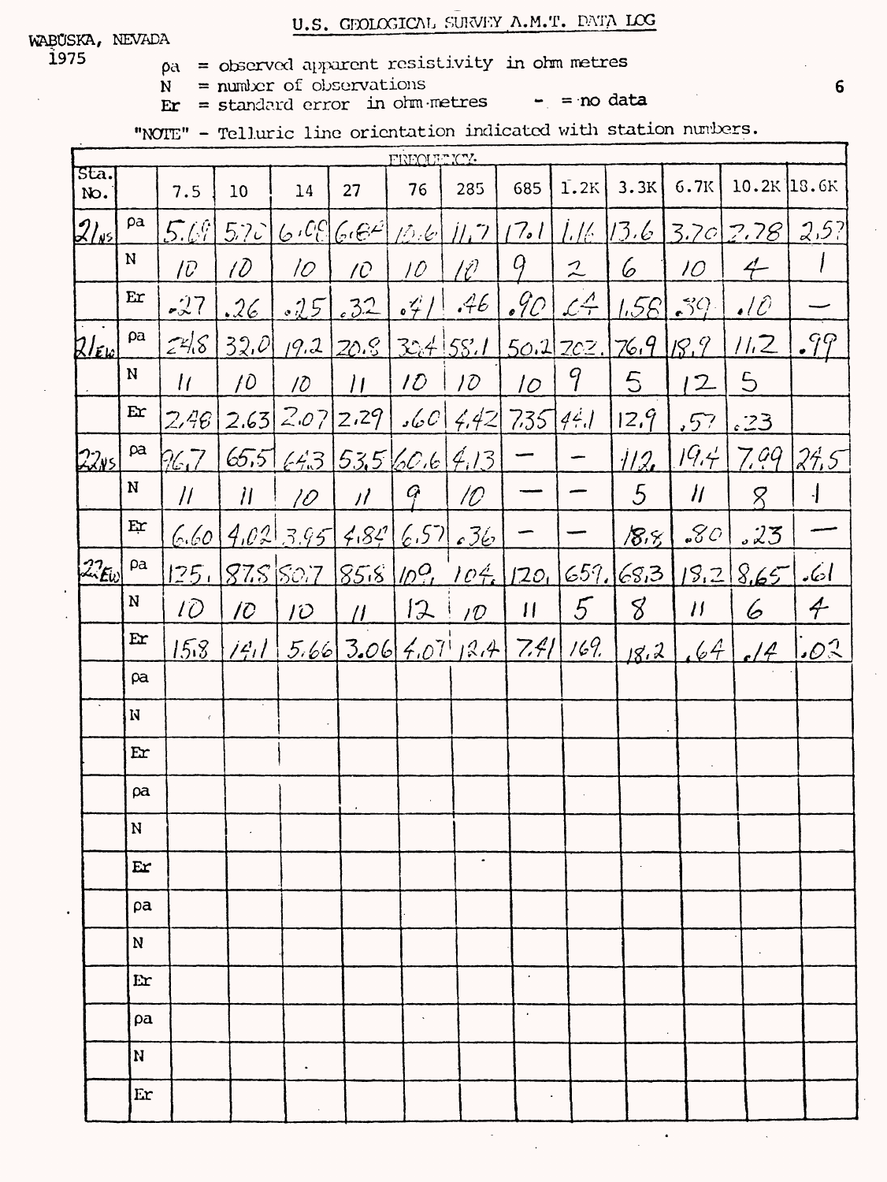# U.S. GEOLOGICAL SURVEY A.M.T. DATA LOG

WABUSKA, NEVADA
1975

ρa = observed apparent resistivity in ohm metres
N = number of observations
Er = standard error in ohm-metres
\- = no data

"NOTE" - Telluric line orientation indicated with station numbers.

| Sta. No. | | FREQUENCY | | | | | | | | | | | |
|---|---|---|---|---|---|---|---|---|---|---|---|---|---|
| | | 7.5 | 10 | 14 | 27 | 76 | 285 | 685 | 1.2K | 3.3K | 6.7K | 10.2K | 18.6K |
| 21NS | ρa | 5.69 | 5.70 | 6.08 | 6.84 | 10.6 | 11.7 | 17.1 | 1.16 | 13.6 | 3.70 | 2.78 | 2.57 |
| | N | 10 | 10 | 10 | 10 | 10 | 10 | 9 | 2 | 6 | 10 | 4 | 1 |
| | Er | .27 | .26 | .25 | .32 | .41 | .46 | .90 | .64 | 1.56 | .39 | .10 | — |
| 21EW | ρa | 24.8 | 32.0 | 19.2 | 20.8 | 30.4 | 58.1 | 50.2 | 202. | 76.9 | 18.9 | 11.2 | .99 |
| | N | 11 | 10 | 10 | 11 | 10 | 10 | 10 | 9 | 5 | 12 | 5 | |
| | Er | 2.48 | 2.63 | 2.07 | 2.29 | .60 | 4.42 | 7.35 | 44.1 | 12.9 | .57 | .23 | |
| 22NS | ρa | 96.7 | 65.5 | 64.3 | 53.5 | 60.6 | 4.13 | — | — | 112. | 19.4 | 7.99 | 24.5 |
| | N | 11 | 11 | 10 | 11 | 9 | 10 | — | — | 5 | 11 | 8 | 1 |
| | Er | 6.60 | 4.02 | 3.95 | 4.84 | 6.57 | .36 | — | — | 18.8 | .80 | .23 | — |
| 22EW | ρa | 125. | 87.8 | 80.7 | 85.8 | 109. | 104. | 120. | 659. | 68.3 | 18.2 | 8.65 | .61 |
| | N | 10 | 10 | 10 | 11 | 12 | 10 | 11 | 5 | 8 | 11 | 6 | 4 |
| | Er | 15.8 | 14.1 | 5.66 | 3.06 | 4.07 | 12.4 | 7.41 | 169. | 18.2 | .64 | .14 | .02 |
| | ρa | | | | | | | | | | | | |
| | N | | | | | | | | | | | | |
| | Er | | | | | | | | | | | | |
| | ρa | | | | | | | | | | | | |
| | N | | | | | | | | | | | | |
| | Er | | | | | | | | | | | | |
| | ρa | | | | | | | | | | | | |
| | N | | | | | | | | | | | | |
| | Er | | | | | | | | | | | | |
| | ρa | | | | | | | | | | | | |
| | N | | | | | | | | | | | | |
| | Er | | | | | | | | | | | | |